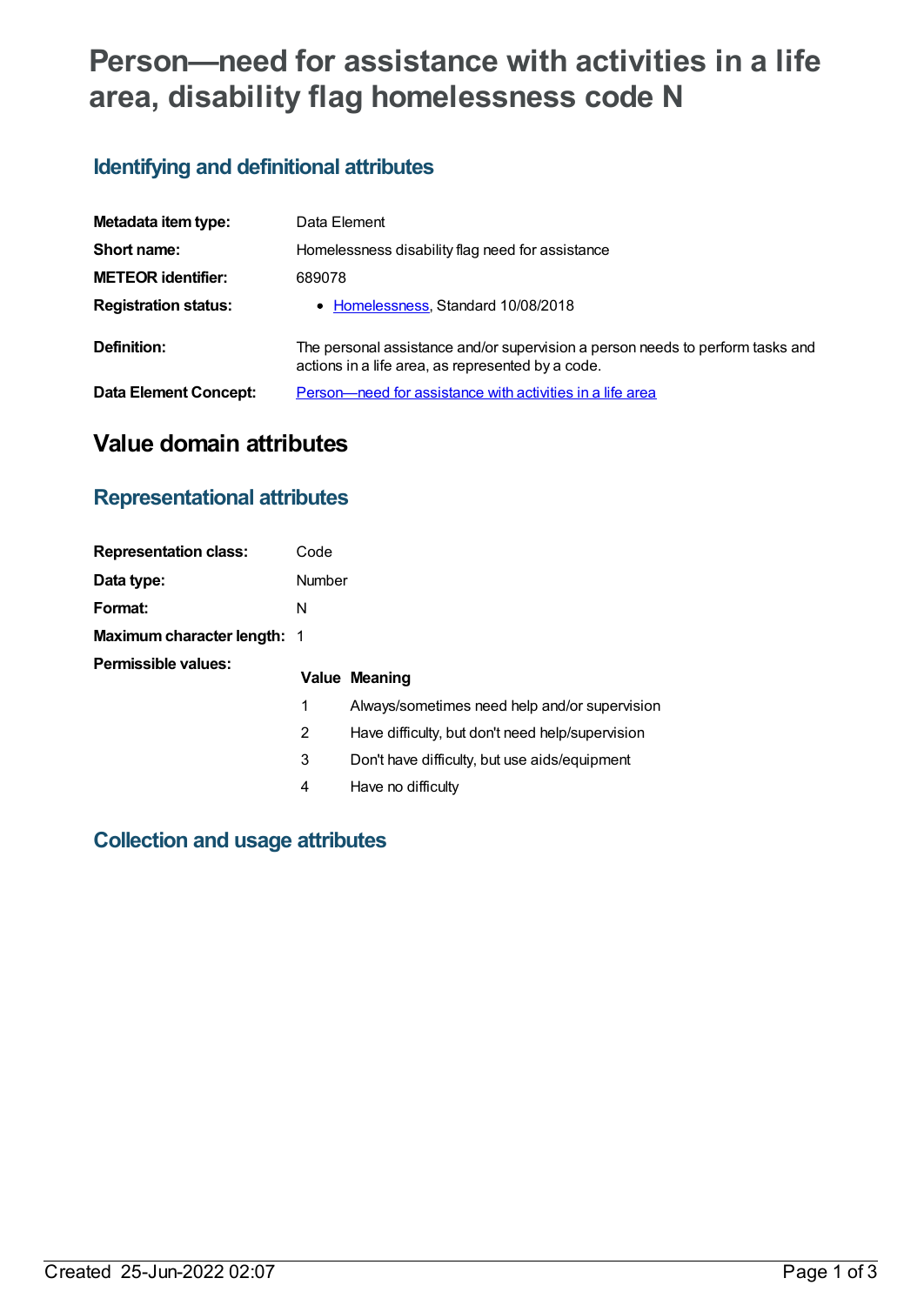# Person—need for assistance with activities in a life area, disability flag homelessness code N

## Identifying and definitional attributes

| | |
|---|---|
| **Metadata item type:** | Data Element |
| **Short name:** | Homelessness disability flag need for assistance |
| **METEOR identifier:** | 689078 |
| **Registration status:** | • Homelessness, Standard 10/08/2018 |
| **Definition:** | The personal assistance and/or supervision a person needs to perform tasks and actions in a life area, as represented by a code. |
| **Data Element Concept:** | Person—need for assistance with activities in a life area |

# Value domain attributes

## Representational attributes

| | |
|---|---|
| **Representation class:** | Code |
| **Data type:** | Number |
| **Format:** | N |
| **Maximum character length:** | 1 |

**Permissible values:**

| Value | Meaning |
|---|---|
| 1 | Always/sometimes need help and/or supervision |
| 2 | Have difficulty, but don't need help/supervision |
| 3 | Don't have difficulty, but use aids/equipment |
| 4 | Have no difficulty |

## Collection and usage attributes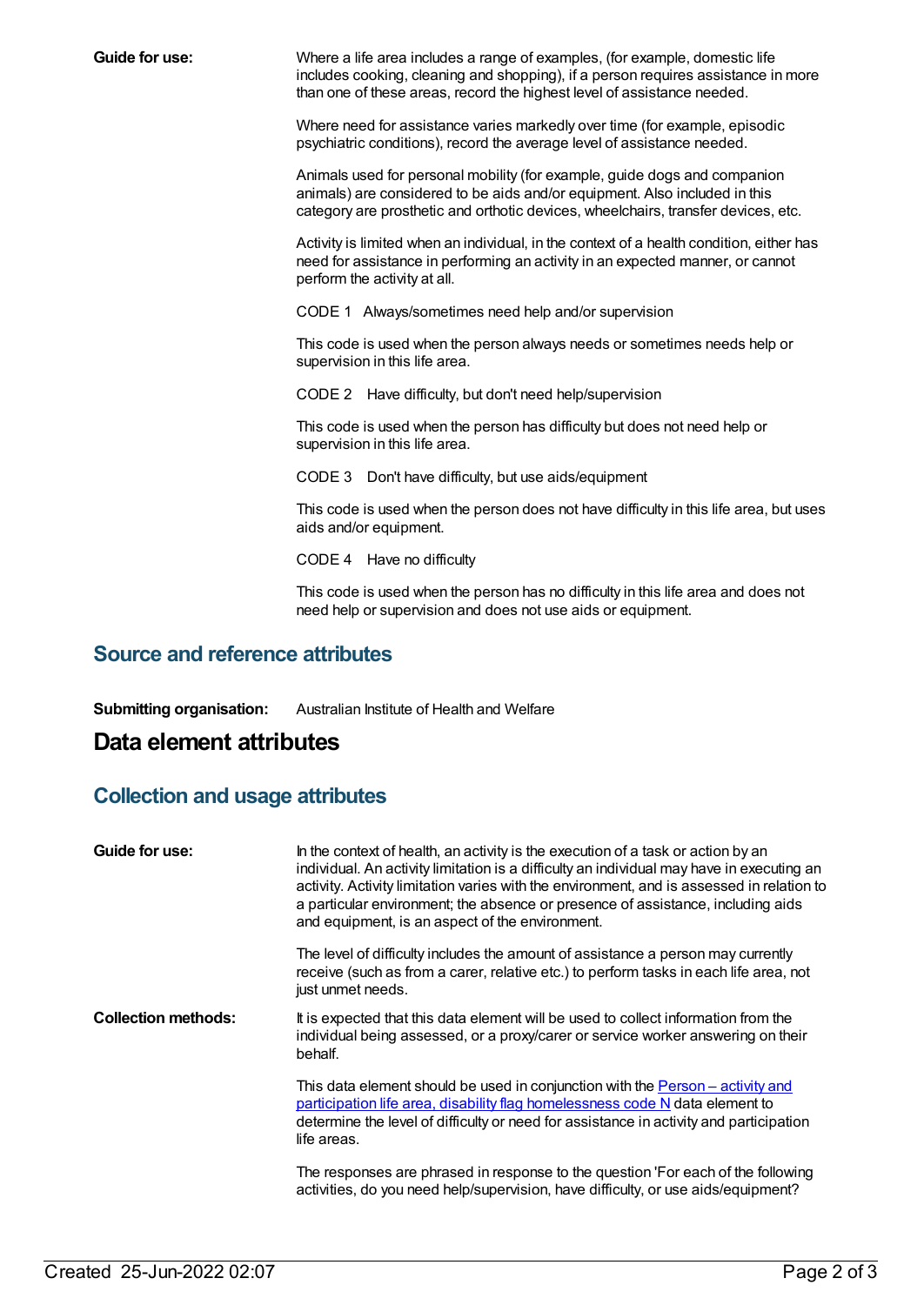**Guide for use:** Where a life area includes a range of examples, (for example, domestic life includes cooking, cleaning and shopping), if a person requires assistance in more than one of these areas, record the highest level of assistance needed.

Where need for assistance varies markedly over time (for example, episodic psychiatric conditions), record the average level of assistance needed.

Animals used for personal mobility (for example, guide dogs and companion animals) are considered to be aids and/or equipment. Also included in this category are prosthetic and orthotic devices, wheelchairs, transfer devices, etc.

Activity is limited when an individual, in the context of a health condition, either has need for assistance in performing an activity in an expected manner, or cannot perform the activity at all.

CODE 1 Always/sometimes need help and/or supervision

This code is used when the person always needs or sometimes needs help or supervision in this life area.

CODE 2 Have difficulty, but don't need help/supervision

This code is used when the person has difficulty but does not need help or supervision in this life area.

CODE 3 Don't have difficulty, but use aids/equipment

This code is used when the person does not have difficulty in this life area, but uses aids and/or equipment.

CODE 4 Have no difficulty

This code is used when the person has no difficulty in this life area and does not need help or supervision and does not use aids or equipment.

## Source and reference attributes

**Submitting organisation:** Australian Institute of Health and Welfare

# Data element attributes

## Collection and usage attributes

**Guide for use:** In the context of health, an activity is the execution of a task or action by an individual. An activity limitation is a difficulty an individual may have in executing an activity. Activity limitation varies with the environment, and is assessed in relation to a particular environment; the absence or presence of assistance, including aids and equipment, is an aspect of the environment.

The level of difficulty includes the amount of assistance a person may currently receive (such as from a carer, relative etc.) to perform tasks in each life area, not just unmet needs.

**Collection methods:** It is expected that this data element will be used to collect information from the individual being assessed, or a proxy/carer or service worker answering on their behalf.

This data element should be used in conjunction with the Person – activity and participation life area, disability flag homelessness code N data element to determine the level of difficulty or need for assistance in activity and participation life areas.

The responses are phrased in response to the question 'For each of the following activities, do you need help/supervision, have difficulty, or use aids/equipment?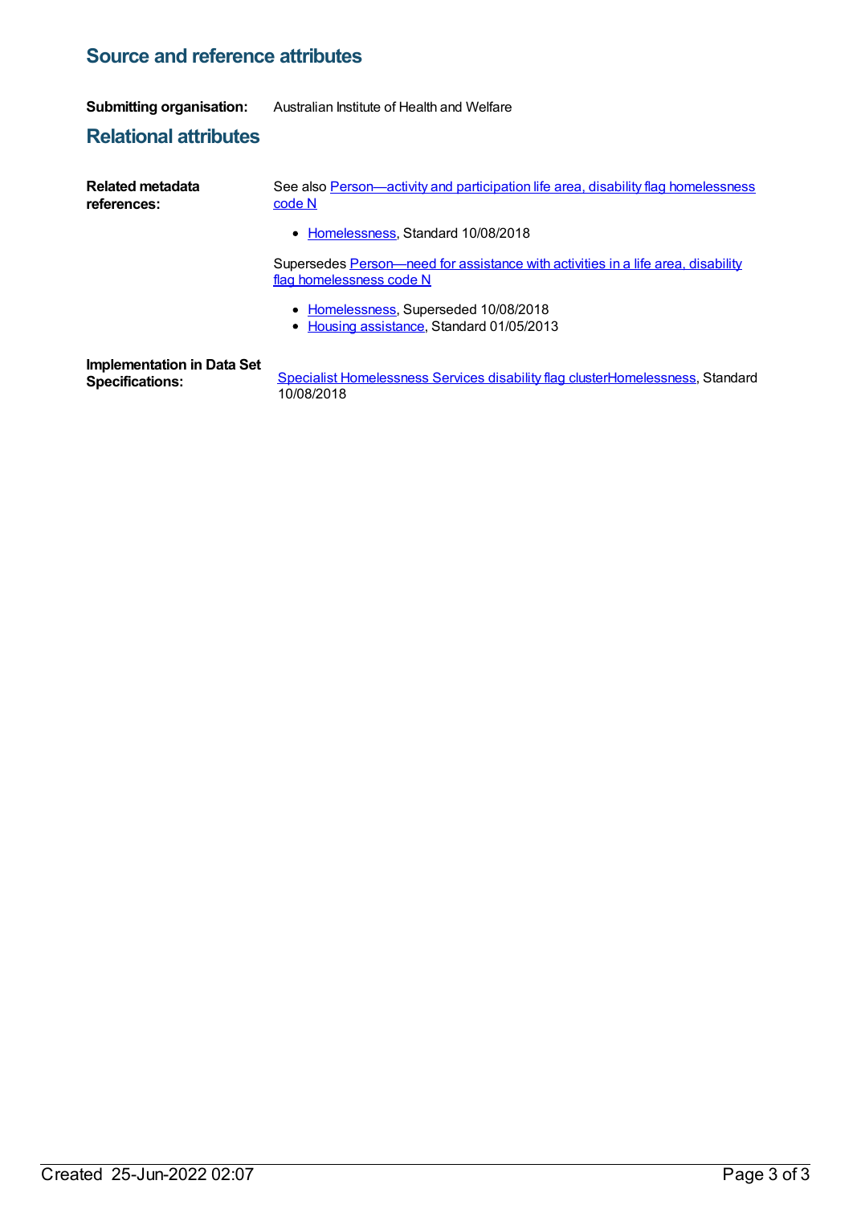## Source and reference attributes

**Submitting organisation:** Australian Institute of Health and Welfare

## Relational attributes

**Related metadata references:**

See also Person—activity and participation life area, disability flag homelessness code N

- Homelessness, Standard 10/08/2018

Supersedes Person—need for assistance with activities in a life area, disability flag homelessness code N

- Homelessness, Superseded 10/08/2018
- Housing assistance, Standard 01/05/2013

**Implementation in Data Set Specifications:**

Specialist Homelessness Services disability flag clusterHomelessness, Standard 10/08/2018